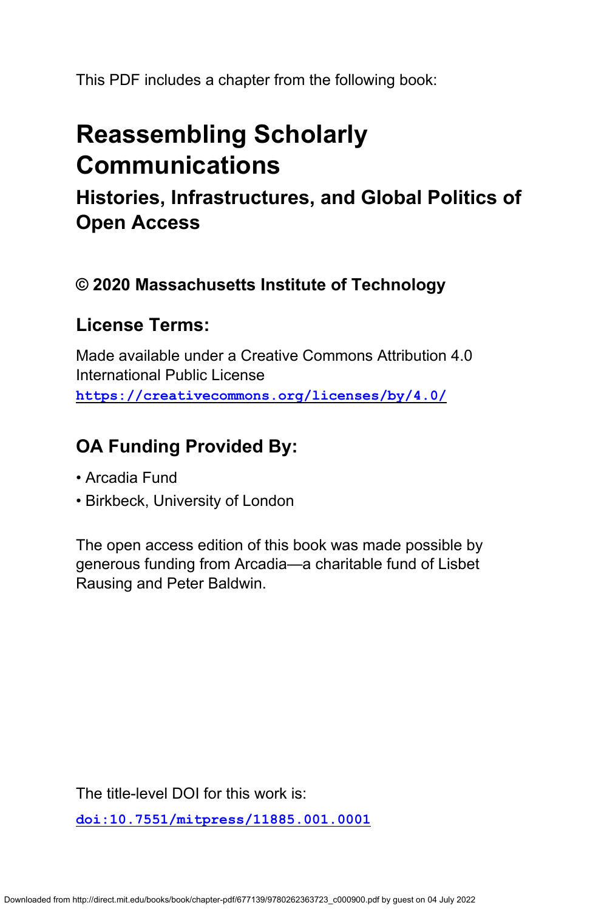This PDF includes a chapter from the following book:

# Reassembling Scholarly Communications

## Histories, Infrastructures, and Global Politics of Open Access

### © 2020 Massachusetts Institute of Technology

### License Terms:

Made available under a Creative Commons Attribution 4.0 International Public License
https://creativecommons.org/licenses/by/4.0/

### OA Funding Provided By:

- Arcadia Fund
- Birkbeck, University of London

The open access edition of this book was made possible by generous funding from Arcadia—a charitable fund of Lisbet Rausing and Peter Baldwin.

The title-level DOI for this work is:

doi:10.7551/mitpress/11885.001.0001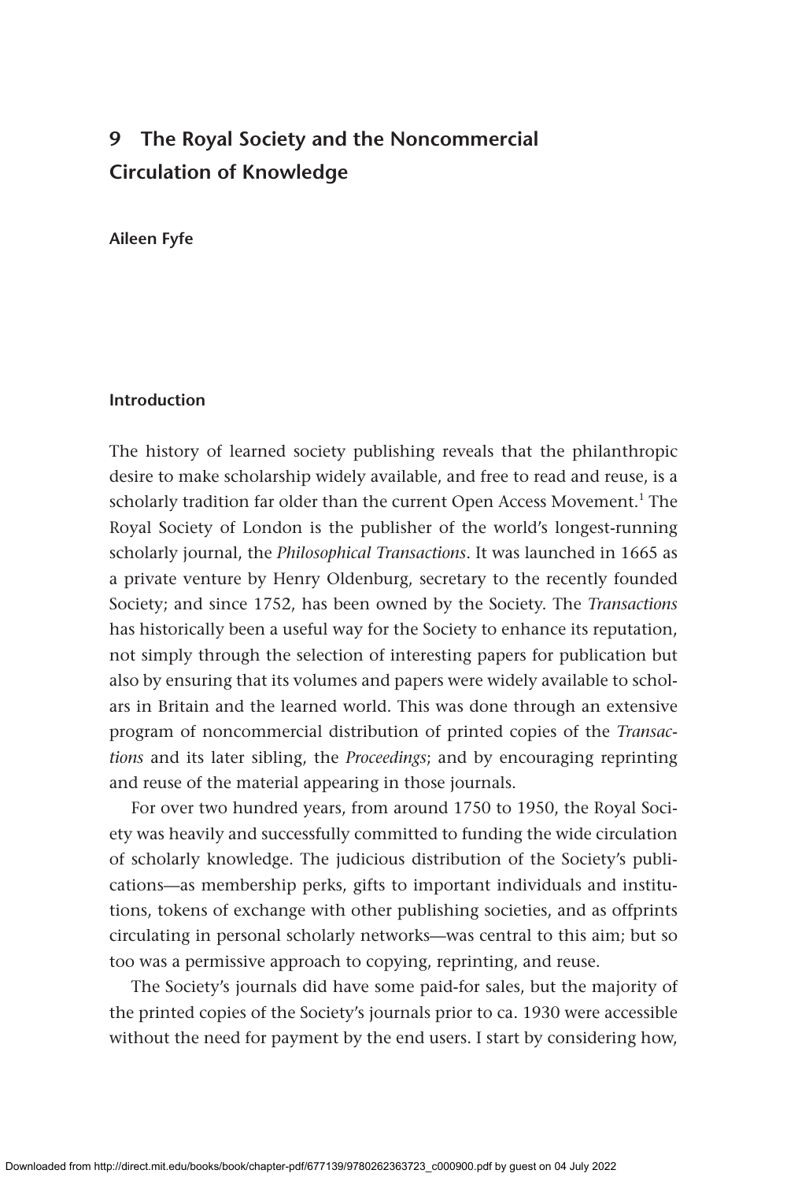# 9 The Royal Society and the Noncommercial Circulation of Knowledge

**Aileen Fyfe**

## Introduction

The history of learned society publishing reveals that the philanthropic desire to make scholarship widely available, and free to read and reuse, is a scholarly tradition far older than the current Open Access Movement.[1] The Royal Society of London is the publisher of the world's longest-running scholarly journal, the *Philosophical Transactions*. It was launched in 1665 as a private venture by Henry Oldenburg, secretary to the recently founded Society; and since 1752, has been owned by the Society. The *Transactions* has historically been a useful way for the Society to enhance its reputation, not simply through the selection of interesting papers for publication but also by ensuring that its volumes and papers were widely available to scholars in Britain and the learned world. This was done through an extensive program of noncommercial distribution of printed copies of the *Transactions* and its later sibling, the *Proceedings*; and by encouraging reprinting and reuse of the material appearing in those journals.

For over two hundred years, from around 1750 to 1950, the Royal Society was heavily and successfully committed to funding the wide circulation of scholarly knowledge. The judicious distribution of the Society's publications—as membership perks, gifts to important individuals and institutions, tokens of exchange with other publishing societies, and as offprints circulating in personal scholarly networks—was central to this aim; but so too was a permissive approach to copying, reprinting, and reuse.

The Society's journals did have some paid-for sales, but the majority of the printed copies of the Society's journals prior to ca. 1930 were accessible without the need for payment by the end users. I start by considering how,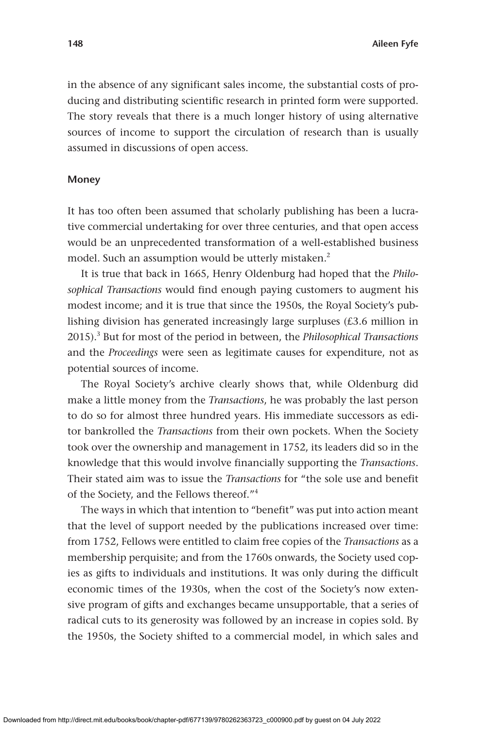in the absence of any significant sales income, the substantial costs of producing and distributing scientific research in printed form were supported. The story reveals that there is a much longer history of using alternative sources of income to support the circulation of research than is usually assumed in discussions of open access.

## Money

It has too often been assumed that scholarly publishing has been a lucrative commercial undertaking for over three centuries, and that open access would be an unprecedented transformation of a well-established business model. Such an assumption would be utterly mistaken.[2]

It is true that back in 1665, Henry Oldenburg had hoped that the *Philosophical Transactions* would find enough paying customers to augment his modest income; and it is true that since the 1950s, the Royal Society's publishing division has generated increasingly large surpluses (£3.6 million in 2015).[3] But for most of the period in between, the *Philosophical Transactions* and the *Proceedings* were seen as legitimate causes for expenditure, not as potential sources of income.

The Royal Society's archive clearly shows that, while Oldenburg did make a little money from the *Transactions*, he was probably the last person to do so for almost three hundred years. His immediate successors as editor bankrolled the *Transactions* from their own pockets. When the Society took over the ownership and management in 1752, its leaders did so in the knowledge that this would involve financially supporting the *Transactions*. Their stated aim was to issue the *Transactions* for "the sole use and benefit of the Society, and the Fellows thereof."[4]

The ways in which that intention to "benefit" was put into action meant that the level of support needed by the publications increased over time: from 1752, Fellows were entitled to claim free copies of the *Transactions* as a membership perquisite; and from the 1760s onwards, the Society used copies as gifts to individuals and institutions. It was only during the difficult economic times of the 1930s, when the cost of the Society's now extensive program of gifts and exchanges became unsupportable, that a series of radical cuts to its generosity was followed by an increase in copies sold. By the 1950s, the Society shifted to a commercial model, in which sales and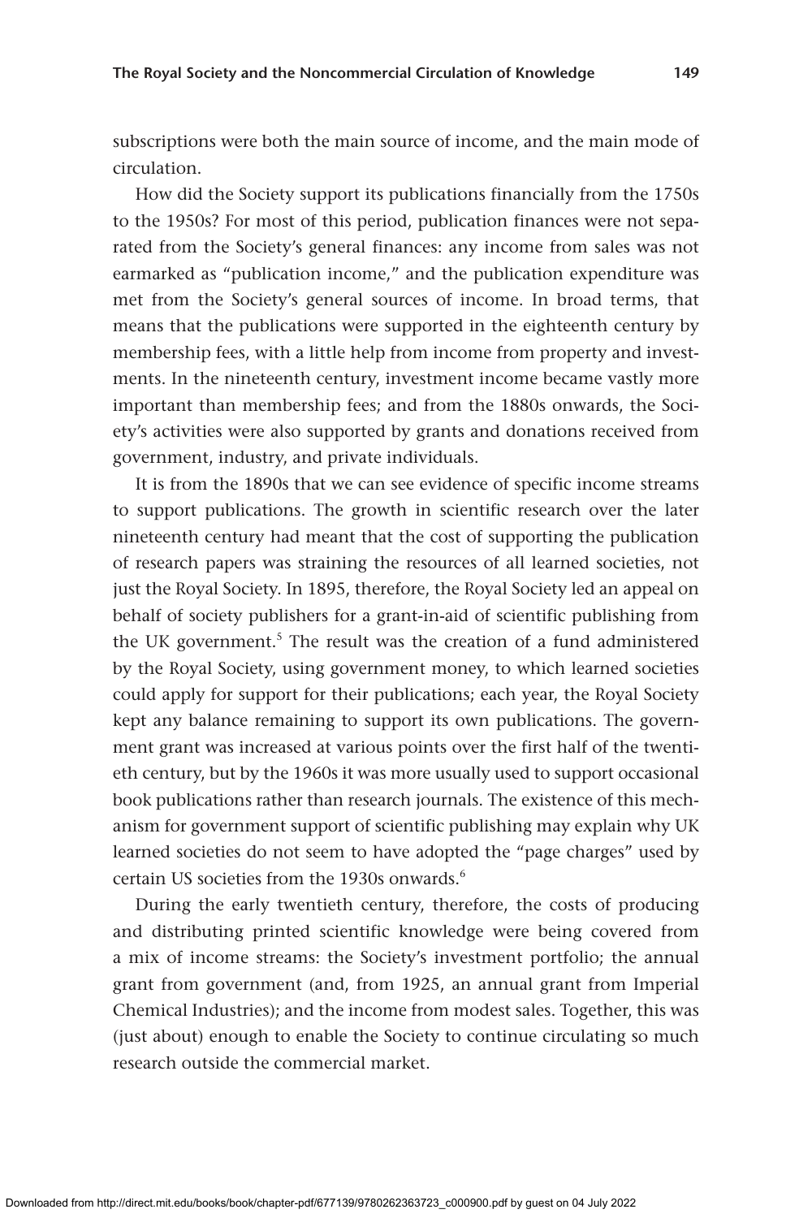subscriptions were both the main source of income, and the main mode of circulation.

How did the Society support its publications financially from the 1750s to the 1950s? For most of this period, publication finances were not separated from the Society's general finances: any income from sales was not earmarked as "publication income," and the publication expenditure was met from the Society's general sources of income. In broad terms, that means that the publications were supported in the eighteenth century by membership fees, with a little help from income from property and investments. In the nineteenth century, investment income became vastly more important than membership fees; and from the 1880s onwards, the Society's activities were also supported by grants and donations received from government, industry, and private individuals.

It is from the 1890s that we can see evidence of specific income streams to support publications. The growth in scientific research over the later nineteenth century had meant that the cost of supporting the publication of research papers was straining the resources of all learned societies, not just the Royal Society. In 1895, therefore, the Royal Society led an appeal on behalf of society publishers for a grant-in-aid of scientific publishing from the UK government.[5] The result was the creation of a fund administered by the Royal Society, using government money, to which learned societies could apply for support for their publications; each year, the Royal Society kept any balance remaining to support its own publications. The government grant was increased at various points over the first half of the twentieth century, but by the 1960s it was more usually used to support occasional book publications rather than research journals. The existence of this mechanism for government support of scientific publishing may explain why UK learned societies do not seem to have adopted the "page charges" used by certain US societies from the 1930s onwards.[6]

During the early twentieth century, therefore, the costs of producing and distributing printed scientific knowledge were being covered from a mix of income streams: the Society's investment portfolio; the annual grant from government (and, from 1925, an annual grant from Imperial Chemical Industries); and the income from modest sales. Together, this was (just about) enough to enable the Society to continue circulating so much research outside the commercial market.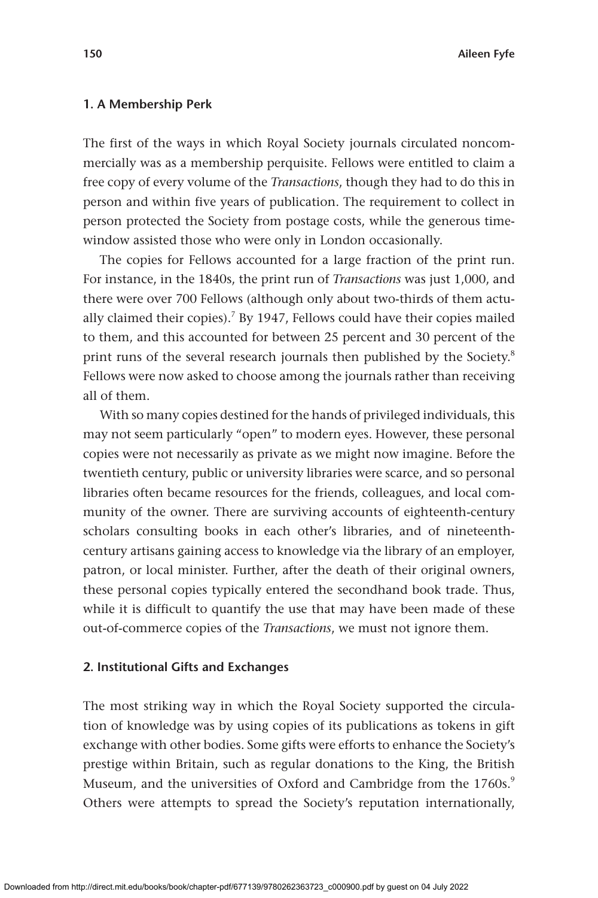### 1. A Membership Perk

The first of the ways in which Royal Society journals circulated noncommercially was as a membership perquisite. Fellows were entitled to claim a free copy of every volume of the *Transactions*, though they had to do this in person and within five years of publication. The requirement to collect in person protected the Society from postage costs, while the generous time-window assisted those who were only in London occasionally.

The copies for Fellows accounted for a large fraction of the print run. For instance, in the 1840s, the print run of *Transactions* was just 1,000, and there were over 700 Fellows (although only about two-thirds of them actually claimed their copies).[7] By 1947, Fellows could have their copies mailed to them, and this accounted for between 25 percent and 30 percent of the print runs of the several research journals then published by the Society.[8] Fellows were now asked to choose among the journals rather than receiving all of them.

With so many copies destined for the hands of privileged individuals, this may not seem particularly "open" to modern eyes. However, these personal copies were not necessarily as private as we might now imagine. Before the twentieth century, public or university libraries were scarce, and so personal libraries often became resources for the friends, colleagues, and local community of the owner. There are surviving accounts of eighteenth-century scholars consulting books in each other's libraries, and of nineteenth-century artisans gaining access to knowledge via the library of an employer, patron, or local minister. Further, after the death of their original owners, these personal copies typically entered the secondhand book trade. Thus, while it is difficult to quantify the use that may have been made of these out-of-commerce copies of the *Transactions*, we must not ignore them.

### 2. Institutional Gifts and Exchanges

The most striking way in which the Royal Society supported the circulation of knowledge was by using copies of its publications as tokens in gift exchange with other bodies. Some gifts were efforts to enhance the Society's prestige within Britain, such as regular donations to the King, the British Museum, and the universities of Oxford and Cambridge from the 1760s.[9] Others were attempts to spread the Society's reputation internationally,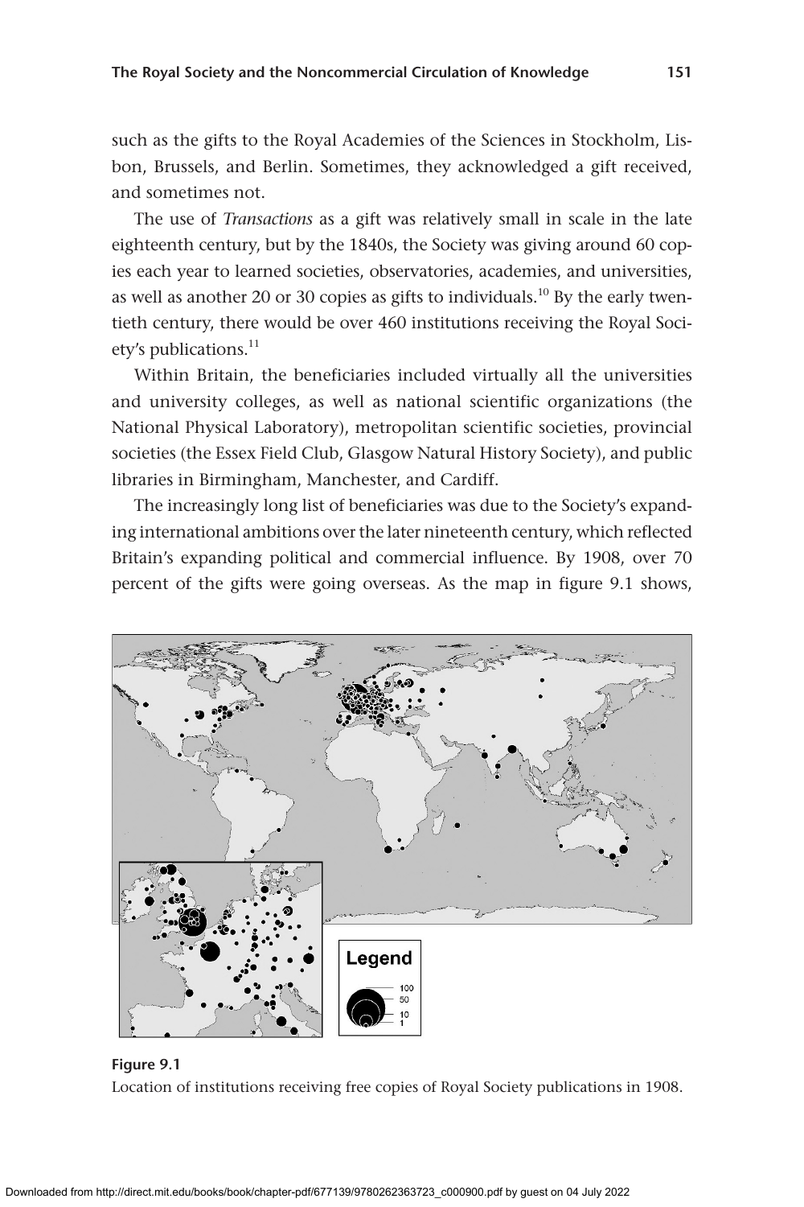such as the gifts to the Royal Academies of the Sciences in Stockholm, Lisbon, Brussels, and Berlin. Sometimes, they acknowledged a gift received, and sometimes not.

The use of *Transactions* as a gift was relatively small in scale in the late eighteenth century, but by the 1840s, the Society was giving around 60 copies each year to learned societies, observatories, academies, and universities, as well as another 20 or 30 copies as gifts to individuals.[10] By the early twentieth century, there would be over 460 institutions receiving the Royal Society's publications.[11]

Within Britain, the beneficiaries included virtually all the universities and university colleges, as well as national scientific organizations (the National Physical Laboratory), metropolitan scientific societies, provincial societies (the Essex Field Club, Glasgow Natural History Society), and public libraries in Birmingham, Manchester, and Cardiff.

The increasingly long list of beneficiaries was due to the Society's expanding international ambitions over the later nineteenth century, which reflected Britain's expanding political and commercial influence. By 1908, over 70 percent of the gifts were going overseas. As the map in figure 9.1 shows,

**Figure 9.1**
Location of institutions receiving free copies of Royal Society publications in 1908.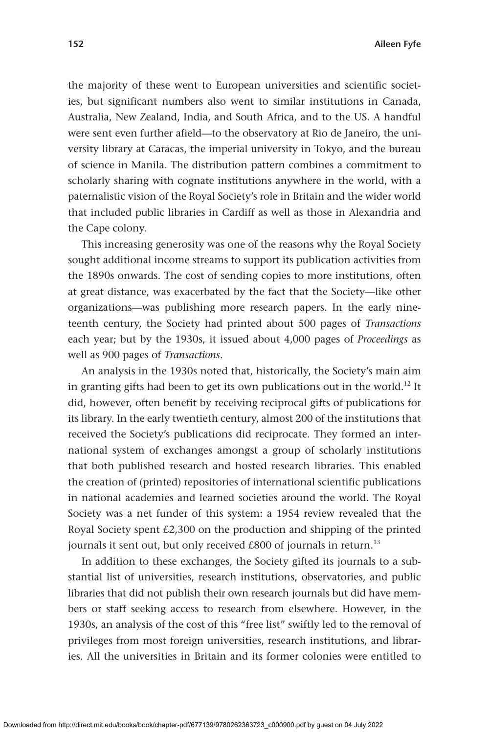the majority of these went to European universities and scientific societies, but significant numbers also went to similar institutions in Canada, Australia, New Zealand, India, and South Africa, and to the US. A handful were sent even further afield—to the observatory at Rio de Janeiro, the university library at Caracas, the imperial university in Tokyo, and the bureau of science in Manila. The distribution pattern combines a commitment to scholarly sharing with cognate institutions anywhere in the world, with a paternalistic vision of the Royal Society's role in Britain and the wider world that included public libraries in Cardiff as well as those in Alexandria and the Cape colony.

This increasing generosity was one of the reasons why the Royal Society sought additional income streams to support its publication activities from the 1890s onwards. The cost of sending copies to more institutions, often at great distance, was exacerbated by the fact that the Society—like other organizations—was publishing more research papers. In the early nineteenth century, the Society had printed about 500 pages of *Transactions* each year; but by the 1930s, it issued about 4,000 pages of *Proceedings* as well as 900 pages of *Transactions*.

An analysis in the 1930s noted that, historically, the Society's main aim in granting gifts had been to get its own publications out in the world.[12] It did, however, often benefit by receiving reciprocal gifts of publications for its library. In the early twentieth century, almost 200 of the institutions that received the Society's publications did reciprocate. They formed an international system of exchanges amongst a group of scholarly institutions that both published research and hosted research libraries. This enabled the creation of (printed) repositories of international scientific publications in national academies and learned societies around the world. The Royal Society was a net funder of this system: a 1954 review revealed that the Royal Society spent £2,300 on the production and shipping of the printed journals it sent out, but only received £800 of journals in return.[13]

In addition to these exchanges, the Society gifted its journals to a substantial list of universities, research institutions, observatories, and public libraries that did not publish their own research journals but did have members or staff seeking access to research from elsewhere. However, in the 1930s, an analysis of the cost of this "free list" swiftly led to the removal of privileges from most foreign universities, research institutions, and libraries. All the universities in Britain and its former colonies were entitled to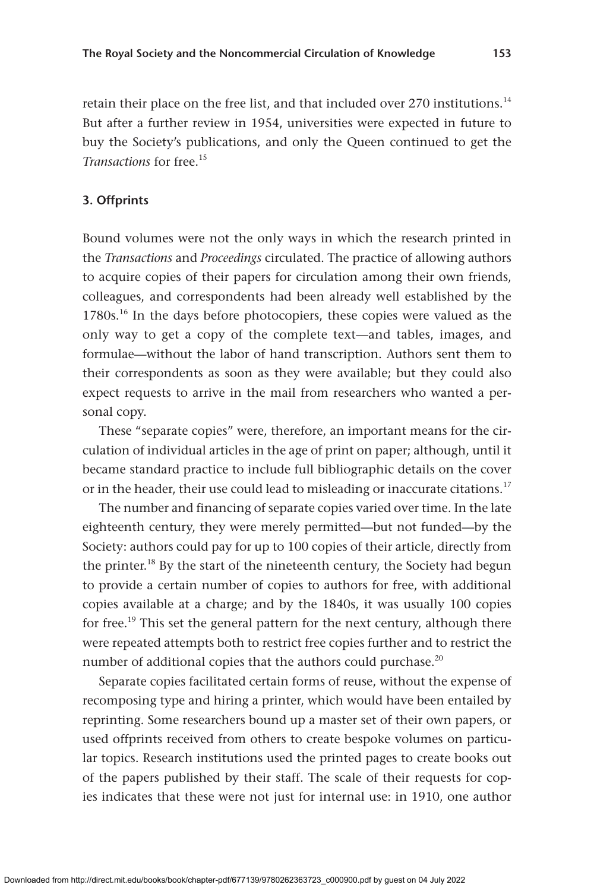retain their place on the free list, and that included over 270 institutions.[14] But after a further review in 1954, universities were expected in future to buy the Society's publications, and only the Queen continued to get the *Transactions* for free.[15]

### 3. Offprints

Bound volumes were not the only ways in which the research printed in the *Transactions* and *Proceedings* circulated. The practice of allowing authors to acquire copies of their papers for circulation among their own friends, colleagues, and correspondents had been already well established by the 1780s.[16] In the days before photocopiers, these copies were valued as the only way to get a copy of the complete text—and tables, images, and formulae—without the labor of hand transcription. Authors sent them to their correspondents as soon as they were available; but they could also expect requests to arrive in the mail from researchers who wanted a personal copy.

These "separate copies" were, therefore, an important means for the circulation of individual articles in the age of print on paper; although, until it became standard practice to include full bibliographic details on the cover or in the header, their use could lead to misleading or inaccurate citations.[17]

The number and financing of separate copies varied over time. In the late eighteenth century, they were merely permitted—but not funded—by the Society: authors could pay for up to 100 copies of their article, directly from the printer.[18] By the start of the nineteenth century, the Society had begun to provide a certain number of copies to authors for free, with additional copies available at a charge; and by the 1840s, it was usually 100 copies for free.[19] This set the general pattern for the next century, although there were repeated attempts both to restrict free copies further and to restrict the number of additional copies that the authors could purchase.[20]

Separate copies facilitated certain forms of reuse, without the expense of recomposing type and hiring a printer, which would have been entailed by reprinting. Some researchers bound up a master set of their own papers, or used offprints received from others to create bespoke volumes on particular topics. Research institutions used the printed pages to create books out of the papers published by their staff. The scale of their requests for copies indicates that these were not just for internal use: in 1910, one author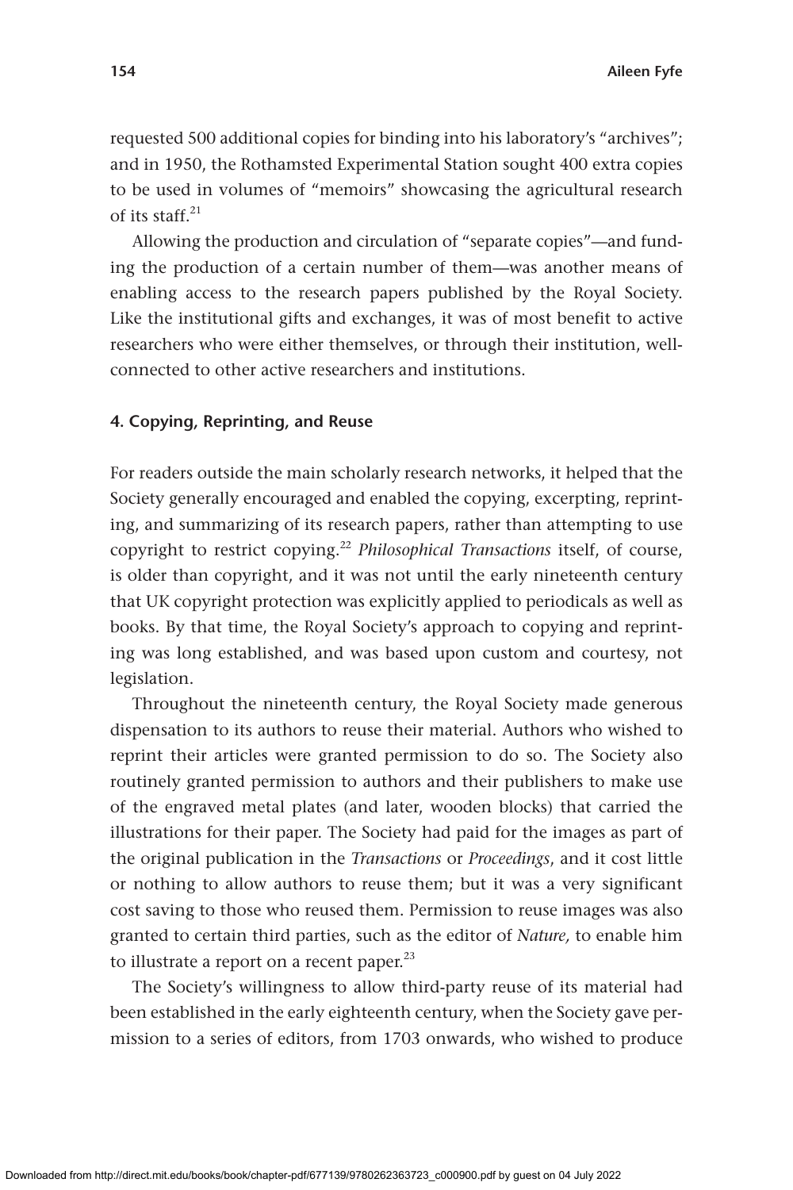requested 500 additional copies for binding into his laboratory's "archives"; and in 1950, the Rothamsted Experimental Station sought 400 extra copies to be used in volumes of "memoirs" showcasing the agricultural research of its staff.[21]

Allowing the production and circulation of "separate copies"—and funding the production of a certain number of them—was another means of enabling access to the research papers published by the Royal Society. Like the institutional gifts and exchanges, it was of most benefit to active researchers who were either themselves, or through their institution, well-connected to other active researchers and institutions.

#### 4. Copying, Reprinting, and Reuse

For readers outside the main scholarly research networks, it helped that the Society generally encouraged and enabled the copying, excerpting, reprinting, and summarizing of its research papers, rather than attempting to use copyright to restrict copying.[22] *Philosophical Transactions* itself, of course, is older than copyright, and it was not until the early nineteenth century that UK copyright protection was explicitly applied to periodicals as well as books. By that time, the Royal Society's approach to copying and reprinting was long established, and was based upon custom and courtesy, not legislation.

Throughout the nineteenth century, the Royal Society made generous dispensation to its authors to reuse their material. Authors who wished to reprint their articles were granted permission to do so. The Society also routinely granted permission to authors and their publishers to make use of the engraved metal plates (and later, wooden blocks) that carried the illustrations for their paper. The Society had paid for the images as part of the original publication in the *Transactions* or *Proceedings*, and it cost little or nothing to allow authors to reuse them; but it was a very significant cost saving to those who reused them. Permission to reuse images was also granted to certain third parties, such as the editor of *Nature,* to enable him to illustrate a report on a recent paper.[23]

The Society's willingness to allow third-party reuse of its material had been established in the early eighteenth century, when the Society gave permission to a series of editors, from 1703 onwards, who wished to produce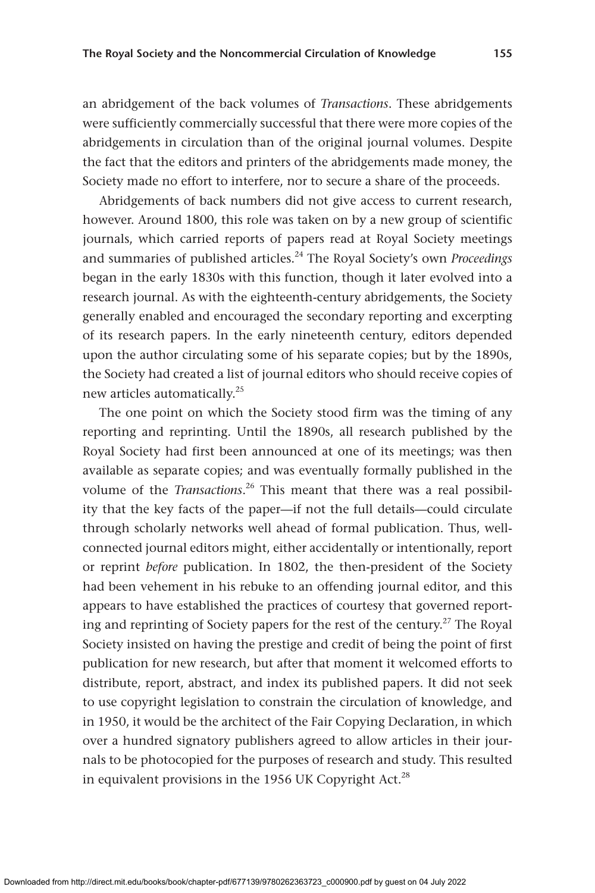an abridgement of the back volumes of *Transactions*. These abridgements were sufficiently commercially successful that there were more copies of the abridgements in circulation than of the original journal volumes. Despite the fact that the editors and printers of the abridgements made money, the Society made no effort to interfere, nor to secure a share of the proceeds.

Abridgements of back numbers did not give access to current research, however. Around 1800, this role was taken on by a new group of scientific journals, which carried reports of papers read at Royal Society meetings and summaries of published articles.[24] The Royal Society's own *Proceedings* began in the early 1830s with this function, though it later evolved into a research journal. As with the eighteenth-century abridgements, the Society generally enabled and encouraged the secondary reporting and excerpting of its research papers. In the early nineteenth century, editors depended upon the author circulating some of his separate copies; but by the 1890s, the Society had created a list of journal editors who should receive copies of new articles automatically.[25]

The one point on which the Society stood firm was the timing of any reporting and reprinting. Until the 1890s, all research published by the Royal Society had first been announced at one of its meetings; was then available as separate copies; and was eventually formally published in the volume of the *Transactions*.[26] This meant that there was a real possibility that the key facts of the paper—if not the full details—could circulate through scholarly networks well ahead of formal publication. Thus, well-connected journal editors might, either accidentally or intentionally, report or reprint *before* publication. In 1802, the then-president of the Society had been vehement in his rebuke to an offending journal editor, and this appears to have established the practices of courtesy that governed reporting and reprinting of Society papers for the rest of the century.[27] The Royal Society insisted on having the prestige and credit of being the point of first publication for new research, but after that moment it welcomed efforts to distribute, report, abstract, and index its published papers. It did not seek to use copyright legislation to constrain the circulation of knowledge, and in 1950, it would be the architect of the Fair Copying Declaration, in which over a hundred signatory publishers agreed to allow articles in their journals to be photocopied for the purposes of research and study. This resulted in equivalent provisions in the 1956 UK Copyright Act.[28]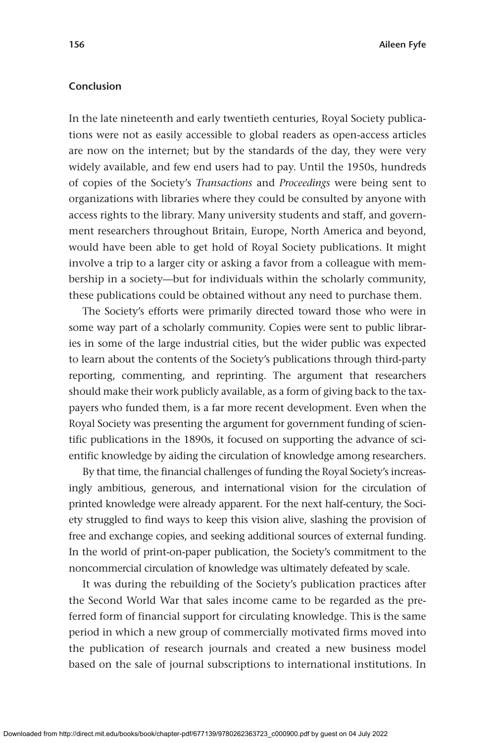## Conclusion

In the late nineteenth and early twentieth centuries, Royal Society publications were not as easily accessible to global readers as open-access articles are now on the internet; but by the standards of the day, they were very widely available, and few end users had to pay. Until the 1950s, hundreds of copies of the Society's *Transactions* and *Proceedings* were being sent to organizations with libraries where they could be consulted by anyone with access rights to the library. Many university students and staff, and government researchers throughout Britain, Europe, North America and beyond, would have been able to get hold of Royal Society publications. It might involve a trip to a larger city or asking a favor from a colleague with membership in a society—but for individuals within the scholarly community, these publications could be obtained without any need to purchase them.

The Society's efforts were primarily directed toward those who were in some way part of a scholarly community. Copies were sent to public libraries in some of the large industrial cities, but the wider public was expected to learn about the contents of the Society's publications through third-party reporting, commenting, and reprinting. The argument that researchers should make their work publicly available, as a form of giving back to the taxpayers who funded them, is a far more recent development. Even when the Royal Society was presenting the argument for government funding of scientific publications in the 1890s, it focused on supporting the advance of scientific knowledge by aiding the circulation of knowledge among researchers.

By that time, the financial challenges of funding the Royal Society's increasingly ambitious, generous, and international vision for the circulation of printed knowledge were already apparent. For the next half-century, the Society struggled to find ways to keep this vision alive, slashing the provision of free and exchange copies, and seeking additional sources of external funding. In the world of print-on-paper publication, the Society's commitment to the noncommercial circulation of knowledge was ultimately defeated by scale.

It was during the rebuilding of the Society's publication practices after the Second World War that sales income came to be regarded as the preferred form of financial support for circulating knowledge. This is the same period in which a new group of commercially motivated firms moved into the publication of research journals and created a new business model based on the sale of journal subscriptions to international institutions. In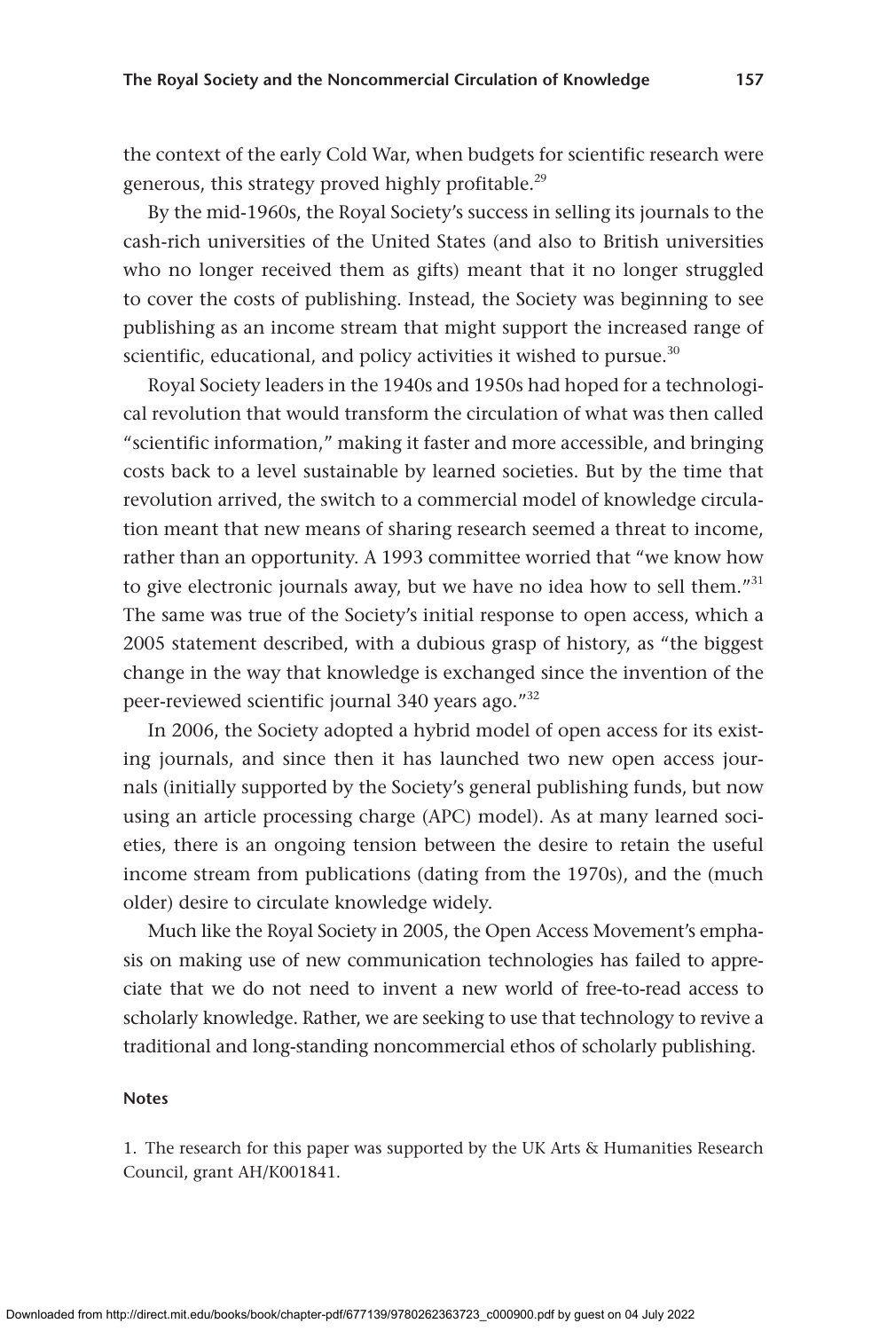the context of the early Cold War, when budgets for scientific research were generous, this strategy proved highly profitable.[29]

By the mid-1960s, the Royal Society's success in selling its journals to the cash-rich universities of the United States (and also to British universities who no longer received them as gifts) meant that it no longer struggled to cover the costs of publishing. Instead, the Society was beginning to see publishing as an income stream that might support the increased range of scientific, educational, and policy activities it wished to pursue.[30]

Royal Society leaders in the 1940s and 1950s had hoped for a technological revolution that would transform the circulation of what was then called "scientific information," making it faster and more accessible, and bringing costs back to a level sustainable by learned societies. But by the time that revolution arrived, the switch to a commercial model of knowledge circulation meant that new means of sharing research seemed a threat to income, rather than an opportunity. A 1993 committee worried that "we know how to give electronic journals away, but we have no idea how to sell them."[31] The same was true of the Society's initial response to open access, which a 2005 statement described, with a dubious grasp of history, as "the biggest change in the way that knowledge is exchanged since the invention of the peer-reviewed scientific journal 340 years ago."[32]

In 2006, the Society adopted a hybrid model of open access for its existing journals, and since then it has launched two new open access journals (initially supported by the Society's general publishing funds, but now using an article processing charge (APC) model). As at many learned societies, there is an ongoing tension between the desire to retain the useful income stream from publications (dating from the 1970s), and the (much older) desire to circulate knowledge widely.

Much like the Royal Society in 2005, the Open Access Movement's emphasis on making use of new communication technologies has failed to appreciate that we do not need to invent a new world of free-to-read access to scholarly knowledge. Rather, we are seeking to use that technology to revive a traditional and long-standing noncommercial ethos of scholarly publishing.

## Notes

1. The research for this paper was supported by the UK Arts & Humanities Research Council, grant AH/K001841.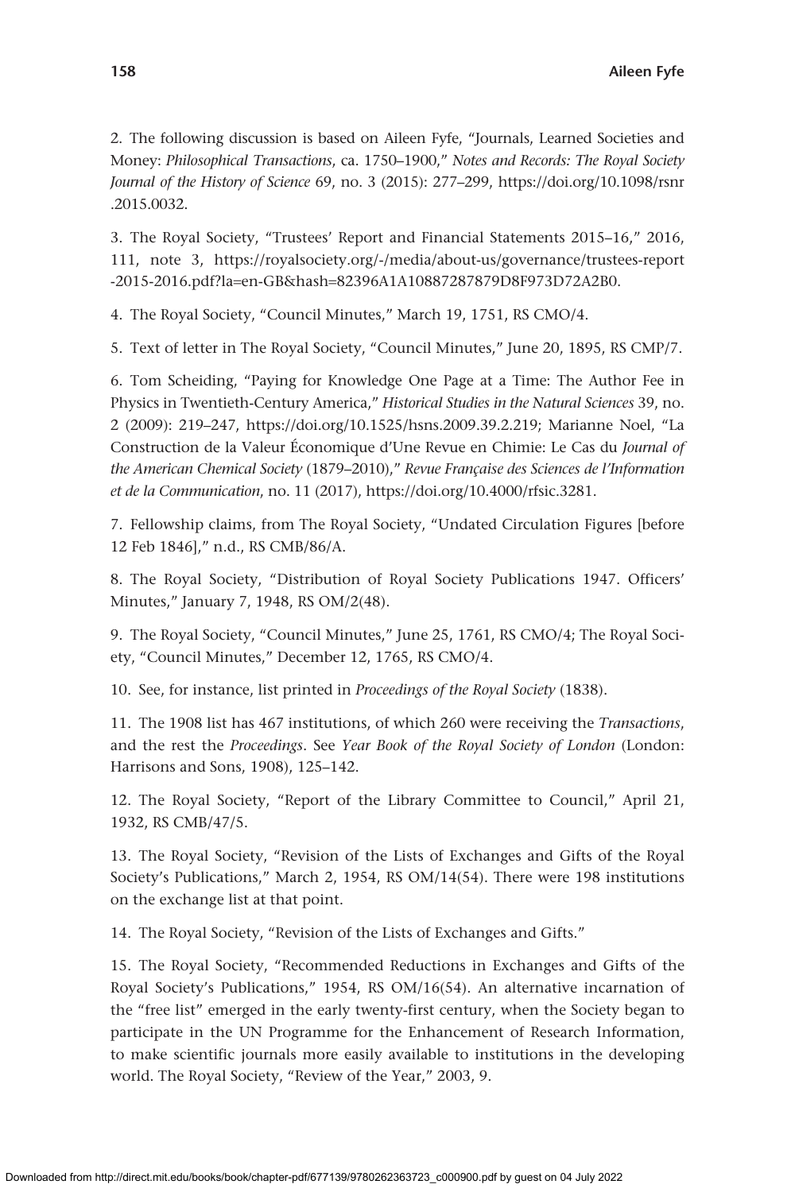2. The following discussion is based on Aileen Fyfe, "Journals, Learned Societies and Money: *Philosophical Transactions*, ca. 1750–1900," *Notes and Records: The Royal Society Journal of the History of Science* 69, no. 3 (2015): 277–299, https://doi.org/10.1098/rsnr.2015.0032.

3. The Royal Society, "Trustees' Report and Financial Statements 2015–16," 2016, 111, note 3, https://royalsociety.org/-/media/about-us/governance/trustees-report-2015-2016.pdf?la=en-GB&hash=82396A1A10887287879D8F973D72A2B0.

4. The Royal Society, "Council Minutes," March 19, 1751, RS CMO/4.

5. Text of letter in The Royal Society, "Council Minutes," June 20, 1895, RS CMP/7.

6. Tom Scheiding, "Paying for Knowledge One Page at a Time: The Author Fee in Physics in Twentieth-Century America," *Historical Studies in the Natural Sciences* 39, no. 2 (2009): 219–247, https://doi.org/10.1525/hsns.2009.39.2.219; Marianne Noel, "La Construction de la Valeur Économique d'Une Revue en Chimie: Le Cas du *Journal of the American Chemical Society* (1879–2010)," *Revue Française des Sciences de l'Information et de la Communication*, no. 11 (2017), https://doi.org/10.4000/rfsic.3281.

7. Fellowship claims, from The Royal Society, "Undated Circulation Figures [before 12 Feb 1846]," n.d., RS CMB/86/A.

8. The Royal Society, "Distribution of Royal Society Publications 1947. Officers' Minutes," January 7, 1948, RS OM/2(48).

9. The Royal Society, "Council Minutes," June 25, 1761, RS CMO/4; The Royal Society, "Council Minutes," December 12, 1765, RS CMO/4.

10. See, for instance, list printed in *Proceedings of the Royal Society* (1838).

11. The 1908 list has 467 institutions, of which 260 were receiving the *Transactions*, and the rest the *Proceedings*. See *Year Book of the Royal Society of London* (London: Harrisons and Sons, 1908), 125–142.

12. The Royal Society, "Report of the Library Committee to Council," April 21, 1932, RS CMB/47/5.

13. The Royal Society, "Revision of the Lists of Exchanges and Gifts of the Royal Society's Publications," March 2, 1954, RS OM/14(54). There were 198 institutions on the exchange list at that point.

14. The Royal Society, "Revision of the Lists of Exchanges and Gifts."

15. The Royal Society, "Recommended Reductions in Exchanges and Gifts of the Royal Society's Publications," 1954, RS OM/16(54). An alternative incarnation of the "free list" emerged in the early twenty-first century, when the Society began to participate in the UN Programme for the Enhancement of Research Information, to make scientific journals more easily available to institutions in the developing world. The Royal Society, "Review of the Year," 2003, 9.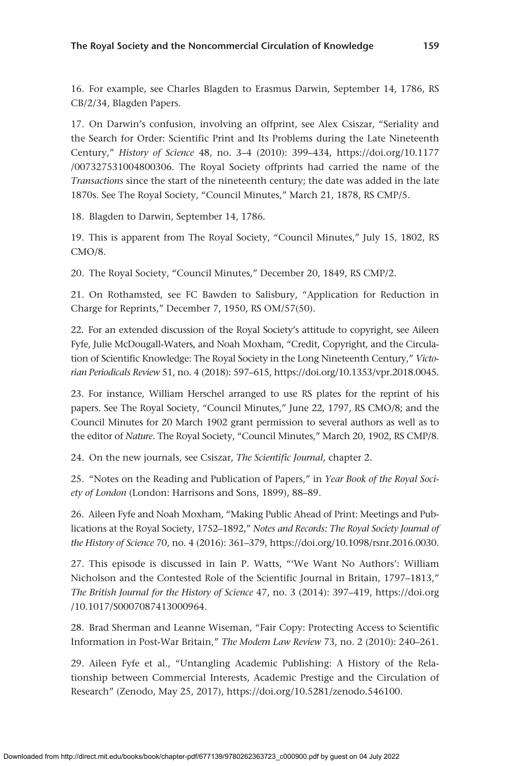16. For example, see Charles Blagden to Erasmus Darwin, September 14, 1786, RS CB/2/34, Blagden Papers.

17. On Darwin's confusion, involving an offprint, see Alex Csiszar, "Seriality and the Search for Order: Scientific Print and Its Problems during the Late Nineteenth Century," *History of Science* 48, no. 3–4 (2010): 399–434, https://doi.org/10.1177/007327531004800306. The Royal Society offprints had carried the name of the *Transactions* since the start of the nineteenth century; the date was added in the late 1870s. See The Royal Society, "Council Minutes," March 21, 1878, RS CMP/5.

18. Blagden to Darwin, September 14, 1786.

19. This is apparent from The Royal Society, "Council Minutes," July 15, 1802, RS CMO/8.

20. The Royal Society, "Council Minutes," December 20, 1849, RS CMP/2.

21. On Rothamsted, see FC Bawden to Salisbury, "Application for Reduction in Charge for Reprints," December 7, 1950, RS OM/57(50).

22. For an extended discussion of the Royal Society's attitude to copyright, see Aileen Fyfe, Julie McDougall-Waters, and Noah Moxham, "Credit, Copyright, and the Circulation of Scientific Knowledge: The Royal Society in the Long Nineteenth Century," *Victorian Periodicals Review* 51, no. 4 (2018): 597–615, https://doi.org/10.1353/vpr.2018.0045.

23. For instance, William Herschel arranged to use RS plates for the reprint of his papers. See The Royal Society, "Council Minutes," June 22, 1797, RS CMO/8; and the Council Minutes for 20 March 1902 grant permission to several authors as well as to the editor of *Nature*. The Royal Society, "Council Minutes," March 20, 1902, RS CMP/8.

24. On the new journals, see Csiszar, *The Scientific Journal*, chapter 2.

25. "Notes on the Reading and Publication of Papers," in *Year Book of the Royal Society of London* (London: Harrisons and Sons, 1899), 88–89.

26. Aileen Fyfe and Noah Moxham, "Making Public Ahead of Print: Meetings and Publications at the Royal Society, 1752–1892," *Notes and Records: The Royal Society Journal of the History of Science* 70, no. 4 (2016): 361–379, https://doi.org/10.1098/rsnr.2016.0030.

27. This episode is discussed in Iain P. Watts, "'We Want No Authors': William Nicholson and the Contested Role of the Scientific Journal in Britain, 1797–1813," *The British Journal for the History of Science* 47, no. 3 (2014): 397–419, https://doi.org/10.1017/S0007087413000964.

28. Brad Sherman and Leanne Wiseman, "Fair Copy: Protecting Access to Scientific Information in Post-War Britain," *The Modern Law Review* 73, no. 2 (2010): 240–261.

29. Aileen Fyfe et al., "Untangling Academic Publishing: A History of the Relationship between Commercial Interests, Academic Prestige and the Circulation of Research" (Zenodo, May 25, 2017), https://doi.org/10.5281/zenodo.546100.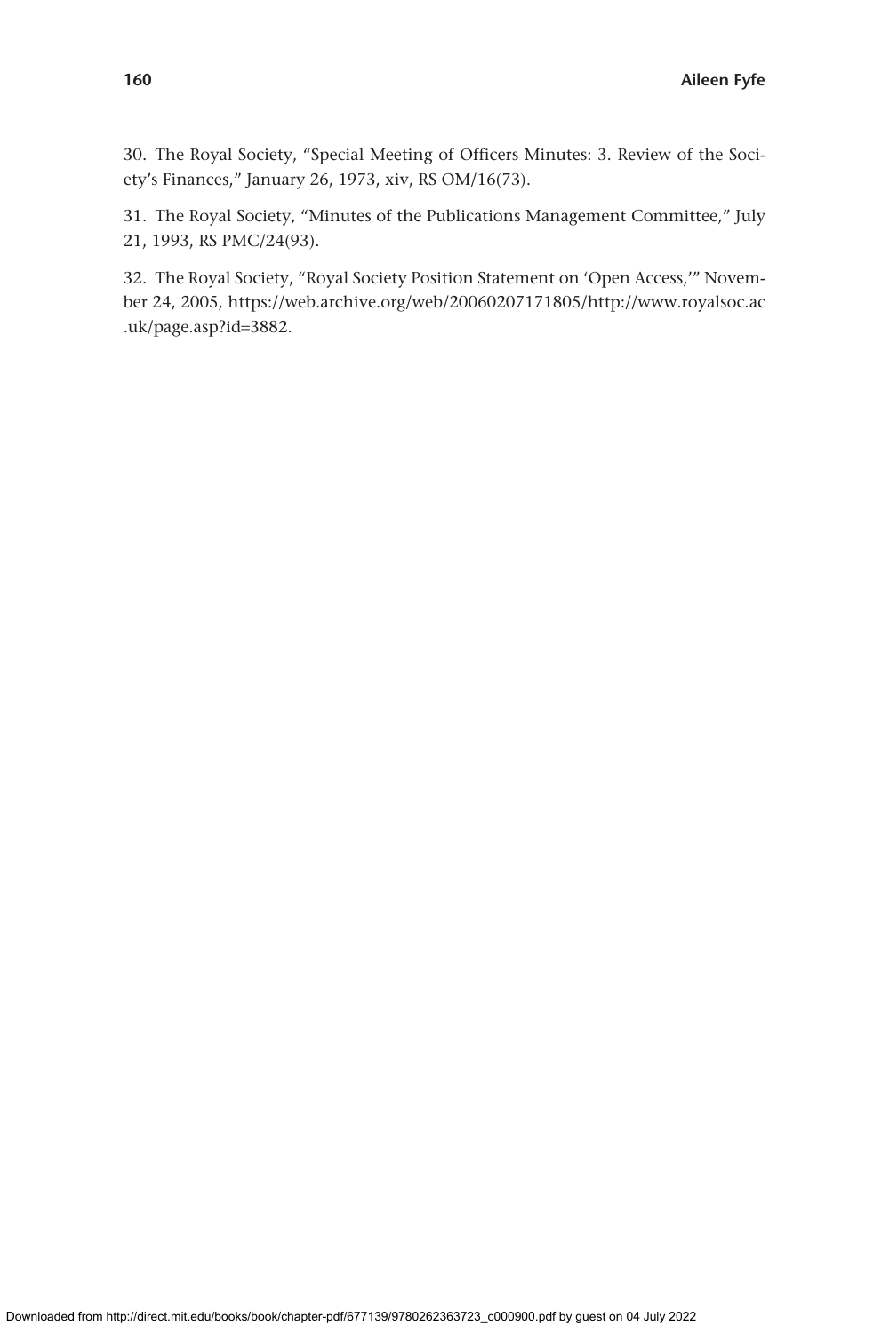30. The Royal Society, "Special Meeting of Officers Minutes: 3. Review of the Society's Finances," January 26, 1973, xiv, RS OM/16(73).

31. The Royal Society, "Minutes of the Publications Management Committee," July 21, 1993, RS PMC/24(93).

32. The Royal Society, "Royal Society Position Statement on 'Open Access,'" November 24, 2005, https://web.archive.org/web/20060207171805/http://www.royalsoc.ac.uk/page.asp?id=3882.